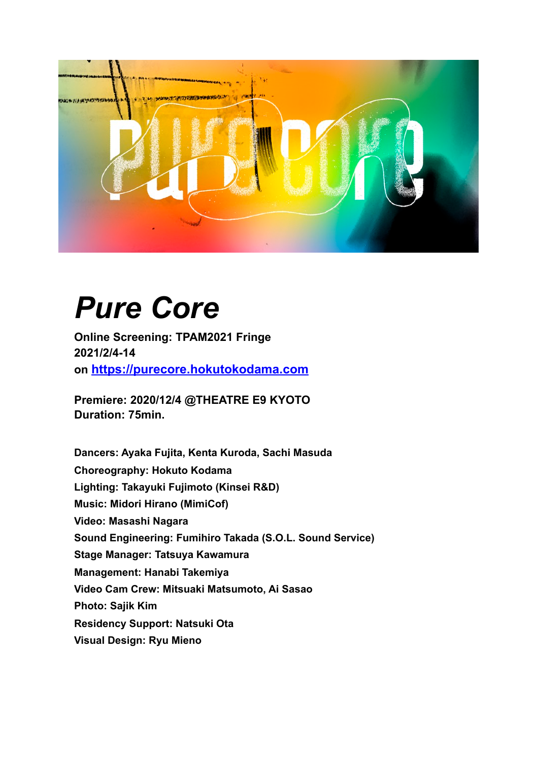# *Pure Core*

**Online Screening: TPAM2021 Fringe**
**2021/2/4-14**
**on [https://purecore.hokutokodama.com](https://purecore.hokutokodama.com)**

**Premiere: 2020/12/4 @THEATRE E9 KYOTO**
**Duration: 75min.**

**Dancers: Ayaka Fujita, Kenta Kuroda, Sachi Masuda**
**Choreography: Hokuto Kodama**
**Lighting: Takayuki Fujimoto (Kinsei R&D)**
**Music: Midori Hirano (MimiCof)**
**Video: Masashi Nagara**
**Sound Engineering: Fumihiro Takada (S.O.L. Sound Service)**
**Stage Manager: Tatsuya Kawamura**
**Management: Hanabi Takemiya**
**Video Cam Crew: Mitsuaki Matsumoto, Ai Sasao**
**Photo: Sajik Kim**
**Residency Support: Natsuki Ota**
**Visual Design: Ryu Mieno**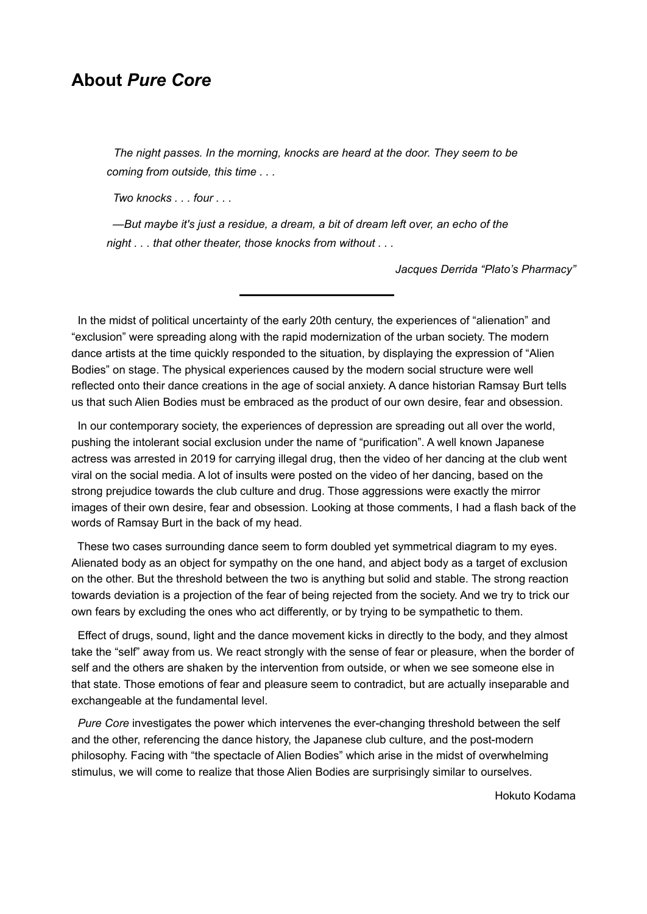## About *Pure Core*

> *The night passes. In the morning, knocks are heard at the door. They seem to be coming from outside, this time . . .*
>
> *Two knocks . . . four . . .*
>
> *—But maybe it's just a residue, a dream, a bit of dream left over, an echo of the night . . . that other theater, those knocks from without . . .*
>
> *Jacques Derrida "Plato's Pharmacy"*

---

In the midst of political uncertainty of the early 20th century, the experiences of "alienation" and "exclusion" were spreading along with the rapid modernization of the urban society. The modern dance artists at the time quickly responded to the situation, by displaying the expression of "Alien Bodies" on stage. The physical experiences caused by the modern social structure were well reflected onto their dance creations in the age of social anxiety. A dance historian Ramsay Burt tells us that such Alien Bodies must be embraced as the product of our own desire, fear and obsession.

In our contemporary society, the experiences of depression are spreading out all over the world, pushing the intolerant social exclusion under the name of "purification". A well known Japanese actress was arrested in 2019 for carrying illegal drug, then the video of her dancing at the club went viral on the social media. A lot of insults were posted on the video of her dancing, based on the strong prejudice towards the club culture and drug. Those aggressions were exactly the mirror images of their own desire, fear and obsession. Looking at those comments, I had a flash back of the words of Ramsay Burt in the back of my head.

These two cases surrounding dance seem to form doubled yet symmetrical diagram to my eyes. Alienated body as an object for sympathy on the one hand, and abject body as a target of exclusion on the other. But the threshold between the two is anything but solid and stable. The strong reaction towards deviation is a projection of the fear of being rejected from the society. And we try to trick our own fears by excluding the ones who act differently, or by trying to be sympathetic to them.

Effect of drugs, sound, light and the dance movement kicks in directly to the body, and they almost take the "self" away from us. We react strongly with the sense of fear or pleasure, when the border of self and the others are shaken by the intervention from outside, or when we see someone else in that state. Those emotions of fear and pleasure seem to contradict, but are actually inseparable and exchangeable at the fundamental level.

*Pure Core* investigates the power which intervenes the ever-changing threshold between the self and the other, referencing the dance history, the Japanese club culture, and the post-modern philosophy. Facing with "the spectacle of Alien Bodies" which arise in the midst of overwhelming stimulus, we will come to realize that those Alien Bodies are surprisingly similar to ourselves.

Hokuto Kodama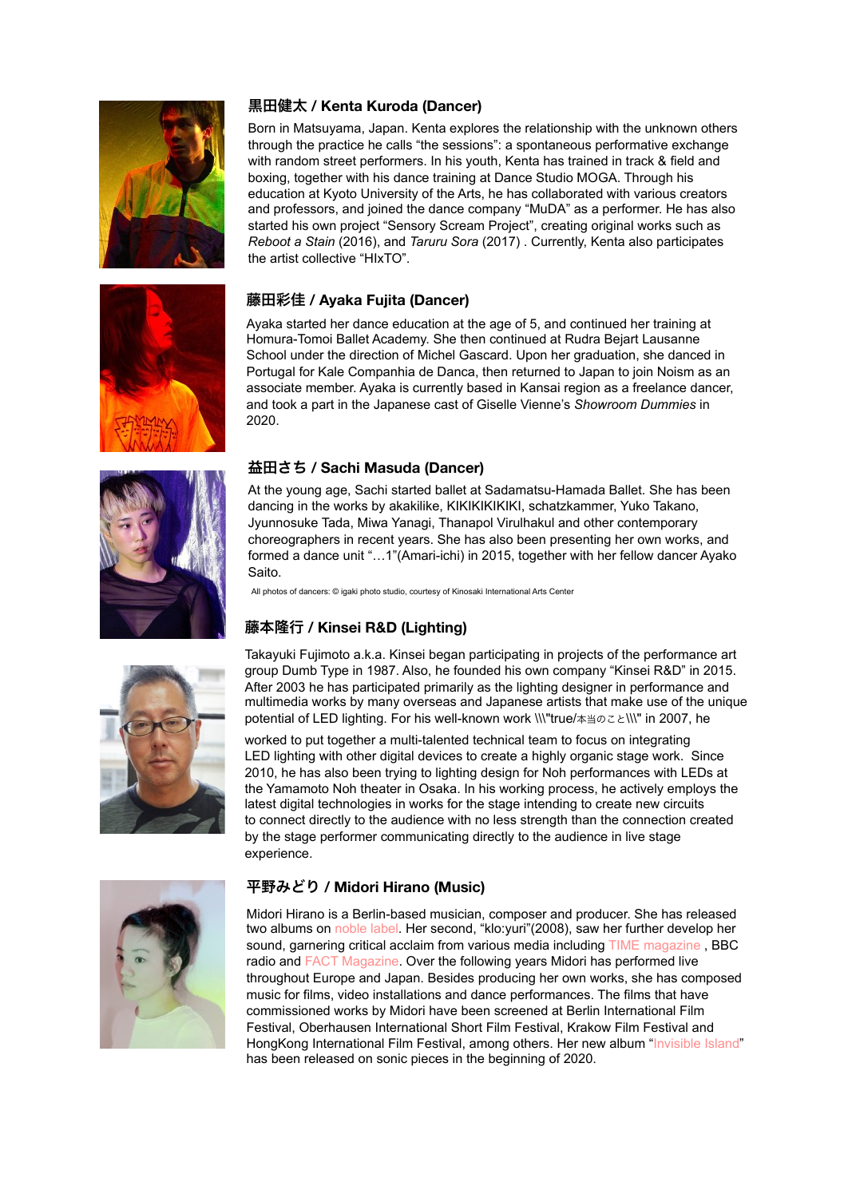### 黒田健太 / Kenta Kuroda (Dancer)

Born in Matsuyama, Japan. Kenta explores the relationship with the unknown others through the practice he calls "the sessions": a spontaneous performative exchange with random street performers. In his youth, Kenta has trained in track & field and boxing, together with his dance training at Dance Studio MOGA. Through his education at Kyoto University of the Arts, he has collaborated with various creators and professors, and joined the dance company "MuDA" as a performer. He has also started his own project "Sensory Scream Project", creating original works such as *Reboot a Stain* (2016), and *Taruru Sora* (2017) . Currently, Kenta also participates the artist collective "HIxTO".

### 藤田彩佳 / Ayaka Fujita (Dancer)

Ayaka started her dance education at the age of 5, and continued her training at Homura-Tomoi Ballet Academy. She then continued at Rudra Bejart Lausanne School under the direction of Michel Gascard. Upon her graduation, she danced in Portugal for Kale Companhia de Danca, then returned to Japan to join Noism as an associate member. Ayaka is currently based in Kansai region as a freelance dancer, and took a part in the Japanese cast of Giselle Vienne's *Showroom Dummies* in 2020.

### 益田さち / Sachi Masuda (Dancer)

At the young age, Sachi started ballet at Sadamatsu-Hamada Ballet. She has been dancing in the works by akakilike, KIKIKIKIKIKI, schatzkammer, Yuko Takano, Jyunnosuke Tada, Miwa Yanagi, Thanapol Virulhakul and other contemporary choreographers in recent years. She has also been presenting her own works, and formed a dance unit "…1"(Amari-ichi) in 2015, together with her fellow dancer Ayako Saito.

All photos of dancers: © igaki photo studio, courtesy of Kinosaki International Arts Center

### 藤本隆行 / Kinsei R&D (Lighting)

Takayuki Fujimoto a.k.a. Kinsei began participating in projects of the performance art group Dumb Type in 1987. Also, he founded his own company "Kinsei R&D" in 2015. After 2003 he has participated primarily as the lighting designer in performance and multimedia works by many overseas and Japanese artists that make use of the unique potential of LED lighting. For his well-known work \\\"true/本当のこと\\\" in 2007, he worked to put together a multi-talented technical team to focus on integrating LED lighting with other digital devices to create a highly organic stage work. Since 2010, he has also been trying to lighting design for Noh performances with LEDs at the Yamamoto Noh theater in Osaka. In his working process, he actively employs the latest digital technologies in works for the stage intending to create new circuits to connect directly to the audience with no less strength than the connection created by the stage performer communicating directly to the audience in live stage experience.

### 平野みどり / Midori Hirano (Music)

Midori Hirano is a Berlin-based musician, composer and producer. She has released two albums on noble label. Her second, "klo:yuri"(2008), saw her further develop her sound, garnering critical acclaim from various media including TIME magazine , BBC radio and FACT Magazine. Over the following years Midori has performed live throughout Europe and Japan. Besides producing her own works, she has composed music for films, video installations and dance performances. The films that have commissioned works by Midori have been screened at Berlin International Film Festival, Oberhausen International Short Film Festival, Krakow Film Festival and HongKong International Film Festival, among others. Her new album "Invisible Island" has been released on sonic pieces in the beginning of 2020.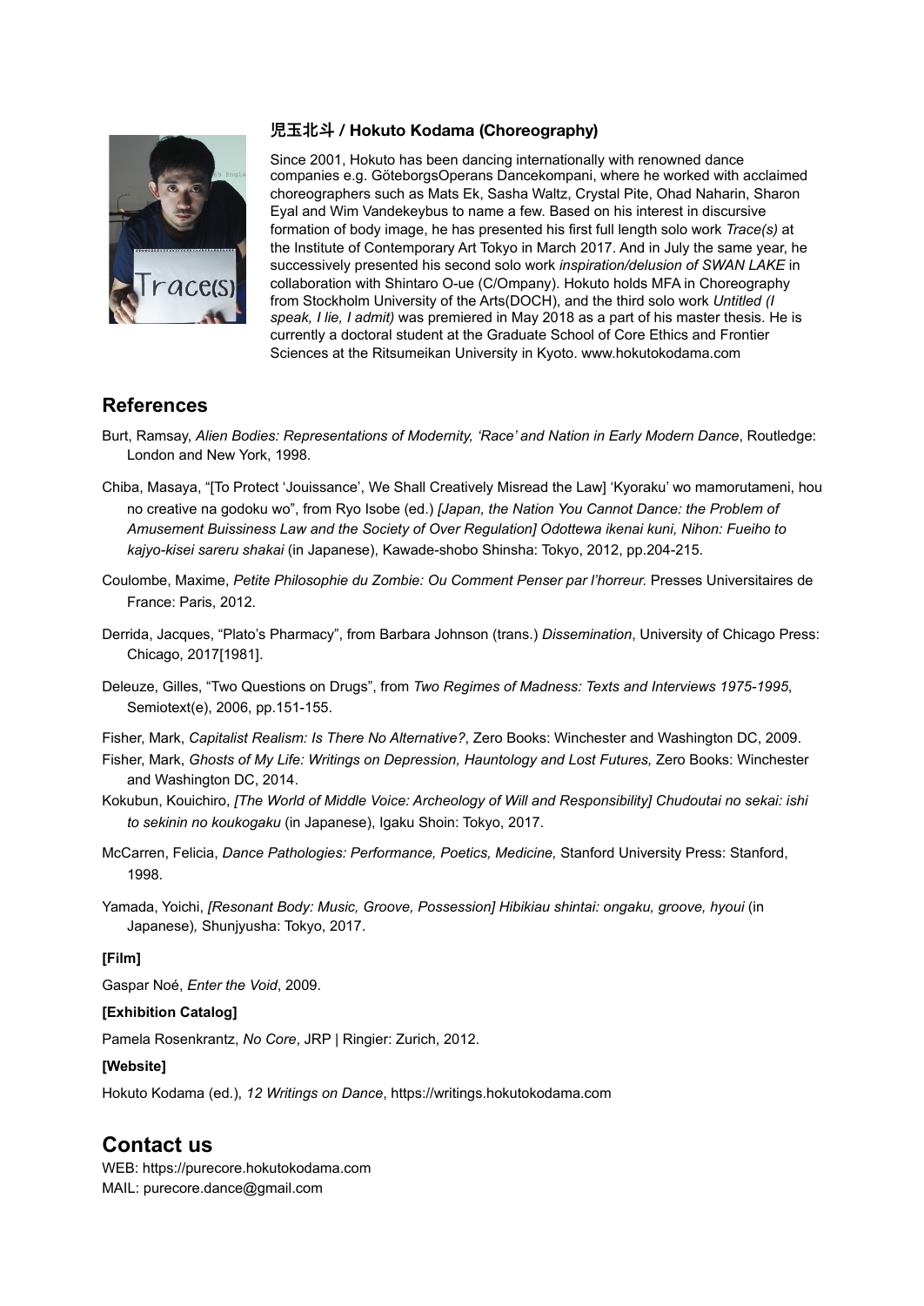### 児玉北斗 / Hokuto Kodama (Choreography)

Since 2001, Hokuto has been dancing internationally with renowned dance companies e.g. GöteborgsOperans Dancekompani, where he worked with acclaimed choreographers such as Mats Ek, Sasha Waltz, Crystal Pite, Ohad Naharin, Sharon Eyal and Wim Vandekeybus to name a few. Based on his interest in discursive formation of body image, he has presented his first full length solo work *Trace(s)* at the Institute of Contemporary Art Tokyo in March 2017. And in July the same year, he successively presented his second solo work *inspiration/delusion of SWAN LAKE* in collaboration with Shintaro O-ue (C/Ompany). Hokuto holds MFA in Choreography from Stockholm University of the Arts(DOCH), and the third solo work *Untitled (I speak, I lie, I admit)* was premiered in May 2018 as a part of his master thesis. He is currently a doctoral student at the Graduate School of Core Ethics and Frontier Sciences at the Ritsumeikan University in Kyoto. www.hokutokodama.com

## References

Burt, Ramsay, *Alien Bodies: Representations of Modernity, 'Race' and Nation in Early Modern Dance*, Routledge: London and New York, 1998.

Chiba, Masaya, "[To Protect 'Jouissance', We Shall Creatively Misread the Law] 'Kyoraku' wo mamorutameni, hou no creative na godoku wo", from Ryo Isobe (ed.) *[Japan, the Nation You Cannot Dance: the Problem of Amusement Buissiness Law and the Society of Over Regulation] Odottewa ikenai kuni, Nihon: Fueiho to kajyo-kisei sareru shakai* (in Japanese), Kawade-shobo Shinsha: Tokyo, 2012, pp.204-215.

Coulombe, Maxime, *Petite Philosophie du Zombie: Ou Comment Penser par l'horreur.* Presses Universitaires de France: Paris, 2012.

Derrida, Jacques, "Plato's Pharmacy", from Barbara Johnson (trans.) *Dissemination*, University of Chicago Press: Chicago, 2017[1981].

Deleuze, Gilles, "Two Questions on Drugs", from *Two Regimes of Madness: Texts and Interviews 1975-1995*, Semiotext(e), 2006, pp.151-155.

Fisher, Mark, *Capitalist Realism: Is There No Alternative?*, Zero Books: Winchester and Washington DC, 2009.

Fisher, Mark, *Ghosts of My Life: Writings on Depression, Hauntology and Lost Futures,* Zero Books: Winchester and Washington DC, 2014.

Kokubun, Kouichiro, *[The World of Middle Voice: Archeology of Will and Responsibility] Chudoutai no sekai: ishi to sekinin no koukogaku* (in Japanese), Igaku Shoin: Tokyo, 2017.

McCarren, Felicia, *Dance Pathologies: Performance, Poetics, Medicine,* Stanford University Press: Stanford, 1998.

Yamada, Yoichi, *[Resonant Body: Music, Groove, Possession] Hibikiau shintai: ongaku, groove, hyoui* (in Japanese)*,* Shunjyusha: Tokyo, 2017.

**[Film]**

Gaspar Noé, *Enter the Void*, 2009.

**[Exhibition Catalog]**

Pamela Rosenkrantz, *No Core*, JRP | Ringier: Zurich, 2012.

**[Website]**

Hokuto Kodama (ed.), *12 Writings on Dance*, https://writings.hokutokodama.com

## Contact us

WEB: https://purecore.hokutokodama.com
MAIL: purecore.dance@gmail.com